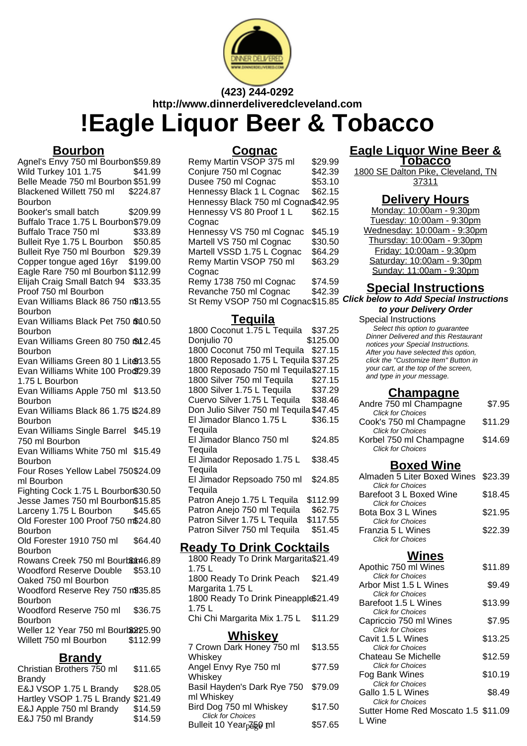(423) 244-0292
http://www.dinnerdeliveredcleveland.com

# !Eagle Liquor Beer & Tobacco

## Bourbon

| Item | Price |
|---|---|
| Agnel's Envy 750 ml Bourbon | $59.89 |
| Wild Turkey 101 1.75 | $41.99 |
| Belle Meade 750 ml Bourbon | $51.99 |
| Blackened Willett 750 ml Bourbon | $224.87 |
| Booker's small batch | $209.99 |
| Buffalo Trace 1.75 L Bourbon | $79.09 |
| Buffalo Trace 750 ml | $33.89 |
| Bulleit Rye 1.75 L Bourbon | $50.85 |
| Bulleit Rye 750 ml Bourbon | $29.39 |
| Copper tongue aged 16yr | $199.00 |
| Eagle Rare 750 ml Bourbon | $112.99 |
| Elijah Craig Small Batch 94 Proof 750 ml Bourbon | $33.35 |
| Evan Williams Black 86 750 ml Bourbon | $13.55 |
| Evan Williams Black Pet 750 ml Bourbon | $10.50 |
| Evan Williams Green 80 750 ml Bourbon | $12.45 |
| Evan Williams Green 80 1 Liter | $13.55 |
| Evan Williams White 100 Proof 1.75 L Bourbon | $29.39 |
| Evan Williams Apple 750 ml Bourbon | $13.50 |
| Evan Williams Black 86 1.75 L Bourbon | $24.89 |
| Evan Williams Single Barrel 750 ml Bourbon | $45.19 |
| Evan Williams White 750 ml Bourbon | $15.49 |
| Four Roses Yellow Label 750 ml Bourbon | $24.09 |
| Fighting Cock 1.75 L Bourbon | $30.50 |
| Jesse James 750 ml Bourbon | $15.85 |
| Larceny 1.75 L Bourbon | $45.65 |
| Old Forester 100 Proof 750 ml Bourbon | $24.80 |
| Old Forester 1910 750 ml Bourbon | $64.40 |
| Rowans Creek 750 ml Bourbon | $146.89 |
| Woodford Reserve Double Oaked 750 ml Bourbon | $53.10 |
| Woodford Reserve Rey 750 ml Bourbon | $35.85 |
| Woodford Reserve 750 ml Bourbon | $36.75 |
| Weller 12 Year 750 ml Bourbon | $225.90 |
| Willett 750 ml Bourbon | $112.99 |

## Brandy

| Item | Price |
|---|---|
| Christian Brothers 750 ml Brandy | $11.65 |
| E&J VSOP 1.75 L Brandy | $28.05 |
| Hartley VSOP 1.75 L Brandy | $21.49 |
| E&J Apple 750 ml Brandy | $14.59 |
| E&J 750 ml Brandy | $14.59 |

## Cognac

| Item | Price |
|---|---|
| Remy Martin VSOP 375 ml | $29.99 |
| Conjure 750 ml Cognac | $42.39 |
| Dusee 750 ml Cognac | $53.10 |
| Hennessy Black 1 L Cognac | $62.15 |
| Hennessy Black 750 ml Cognac | $42.95 |
| Hennessy VS 80 Proof 1 L Cognac | $62.15 |
| Hennessy VS 750 ml Cognac | $45.19 |
| Martell VS 750 ml Cognac | $30.50 |
| Martell VSSD 1.75 L Cognac | $64.29 |
| Remy Martin VSOP 750 ml Cognac | $63.29 |
| Remy 1738 750 ml Cognac | $74.59 |
| Revanche 750 ml Cognac | $42.39 |
| St Remy VSOP 750 ml Cognac | $15.85 |

## Tequila

| Item | Price |
|---|---|
| 1800 Coconut 1.75 L Tequila | $37.25 |
| Donjulio 70 | $125.00 |
| 1800 Coconut 750 ml Tequila | $27.15 |
| 1800 Reposado 1.75 L Tequila | $37.25 |
| 1800 Reposado 750 ml Tequila | $27.15 |
| 1800 Silver 750 ml Tequila | $27.15 |
| 1800 Silver 1.75 L Tequila | $37.29 |
| Cuervo Silver 1.75 L Tequila | $38.46 |
| Don Julio Silver 750 ml Tequila | $47.45 |
| El Jimador Blanco 1.75 L Tequila | $36.15 |
| El Jimador Blanco 750 ml Tequila | $24.85 |
| El Jimador Reposado 1.75 L Tequila | $38.45 |
| El Jimador Repsoado 750 ml Tequila | $24.85 |
| Patron Anejo 1.75 L Tequila | $112.99 |
| Patron Anejo 750 ml Tequila | $62.75 |
| Patron Silver 1.75 L Tequila | $117.55 |
| Patron Silver 750 ml Tequila | $51.45 |

## Ready To Drink Cocktails

| Item | Price |
|---|---|
| 1800 Ready To Drink Margarita 1.75 L | $21.49 |
| 1800 Ready To Drink Peach Margarita 1.75 L | $21.49 |
| 1800 Ready To Drink Pineapple 1.75 L | $21.49 |
| Chi Chi Margarita Mix 1.75 L | $11.29 |

## Whiskey

| Item | Price |
|---|---|
| 7 Crown Dark Honey 750 ml Whiskey | $13.55 |
| Angel Envy Rye 750 ml Whiskey | $77.59 |
| Basil Hayden's Dark Rye 750 ml Whiskey | $79.09 |
| Bird Dog 750 ml Whiskey<br>*Click for Choices* | $17.50 |
| Bulleit 10 Year 750 ml | $57.65 |

## Eagle Liquor Wine Beer & Tobacco

1800 SE Dalton Pike, Cleveland, TN 37311

## Delivery Hours

Monday: 10:00am - 9:30pm
Tuesday: 10:00am - 9:30pm
Wednesday: 10:00am - 9:30pm
Thursday: 10:00am - 9:30pm
Friday: 10:00am - 9:30pm
Saturday: 10:00am - 9:30pm
Sunday: 11:00am - 9:30pm

## Special Instructions

***Click below to Add Special Instructions to your Delivery Order***

Special Instructions

*Select this option to guarantee Dinner Delivered and this Restaurant notices your Special Instructions. After you have selected this option, click the "Customize Item" Button in your cart, at the top of the screen, and type in your message.*

## Champagne

| Item | Price |
|---|---|
| Andre 750 ml Champagne<br>*Click for Choices* | $7.95 |
| Cook's 750 ml Champagne<br>*Click for Choices* | $11.29 |
| Korbel 750 ml Champagne<br>*Click for Choices* | $14.69 |

## Boxed Wine

| Item | Price |
|---|---|
| Almaden 5 Liter Boxed Wines<br>*Click for Choices* | $23.39 |
| Barefoot 3 L Boxed Wine<br>*Click for Choices* | $18.45 |
| Bota Box 3 L Wines<br>*Click for Choices* | $21.95 |
| Franzia 5 L Wines<br>*Click for Choices* | $22.39 |

## Wines

| Item | Price |
|---|---|
| Apothic 750 ml Wines<br>*Click for Choices* | $11.89 |
| Arbor Mist 1.5 L Wines<br>*Click for Choices* | $9.49 |
| Barefoot 1.5 L Wines<br>*Click for Choices* | $13.99 |
| Capriccio 750 ml Wines<br>*Click for Choices* | $7.95 |
| Cavit 1.5 L Wines<br>*Click for Choices* | $13.25 |
| Chateau Se Michelle<br>*Click for Choices* | $12.59 |
| Fog Bank Wines<br>*Click for Choices* | $10.19 |
| Gallo 1.5 L Wines<br>*Click for Choices* | $8.49 |
| Sutter Home Red Moscato 1.5 L Wine | $11.09 |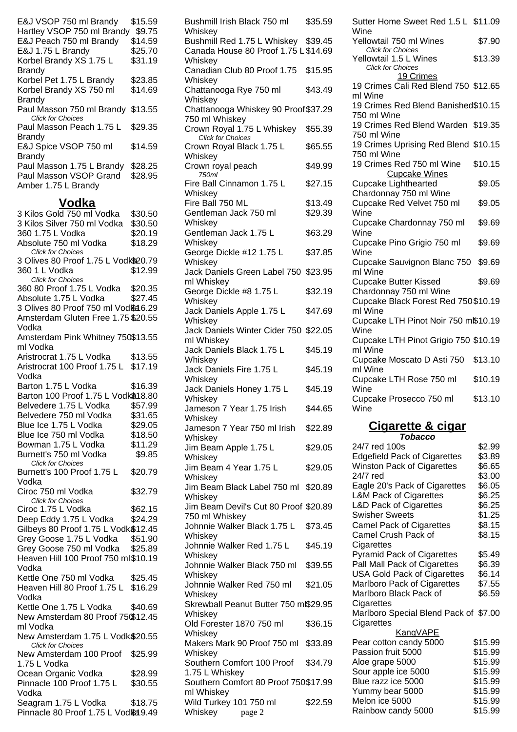| | |
|---|---|
| E&J VSOP 750 ml Brandy | $15.59 |
| Hartley VSOP 750 ml Brandy | $9.75 |
| E&J Peach 750 ml Brandy | $14.59 |
| E&J 1.75 L Brandy | $25.70 |
| Korbel Brandy XS 1.75 L Brandy | $31.19 |
| Korbel Pet 1.75 L Brandy | $23.85 |
| Korbel Brandy XS 750 ml Brandy | $14.69 |
| Paul Masson 750 ml Brandy *Click for Choices* | $13.55 |
| Paul Masson Peach 1.75 L Brandy | $29.35 |
| E&J Spice VSOP 750 ml Brandy | $14.59 |
| Paul Masson 1.75 L Brandy | $28.25 |
| Paul Masson VSOP Grand Amber 1.75 L Brandy | $28.95 |

## Vodka

| | |
|---|---|
| 3 Kilos Gold 750 ml Vodka | $30.50 |
| 3 Kilos Silver 750 ml Vodka | $30.50 |
| 360 1.75 L Vodka | $20.19 |
| Absolute 750 ml Vodka *Click for Choices* | $18.29 |
| 3 Olives 80 Proof 1.75 L Vodka | $20.79 |
| 360 1 L Vodka *Click for Choices* | $12.99 |
| 360 80 Proof 1.75 L Vodka | $20.35 |
| Absolute 1.75 L Vodka | $27.45 |
| 3 Olives 80 Proof 750 ml Vodka | $16.29 |
| Amsterdam Gluten Free 1.75 L Vodka | $20.55 |
| Amsterdam Pink Whitney 750 ml Vodka | $13.55 |
| Aristrocrat 1.75 L Vodka | $13.55 |
| Aristrocrat 100 Proof 1.75 L Vodka | $17.19 |
| Barton 1.75 L Vodka | $16.39 |
| Barton 100 Proof 1.75 L Vodka | $18.80 |
| Belvedere 1.75 L Vodka | $57.99 |
| Belvedere 750 ml Vodka | $31.65 |
| Blue Ice 1.75 L Vodka | $29.05 |
| Blue Ice 750 ml Vodka | $18.50 |
| Bowman 1.75 L Vodka | $11.29 |
| Burnett's 750 ml Vodka *Click for Choices* | $9.85 |
| Burnett's 100 Proof 1.75 L Vodka | $20.79 |
| Ciroc 750 ml Vodka *Click for Choices* | $32.79 |
| Ciroc 1.75 L Vodka | $62.15 |
| Deep Eddy 1.75 L Vodka | $24.29 |
| Gilbeys 80 Proof 1.75 L Vodka | $12.45 |
| Grey Goose 1.75 L Vodka | $51.90 |
| Grey Goose 750 ml Vodka | $25.89 |
| Heaven Hill 100 Proof 750 ml Vodka | $10.19 |
| Kettle One 750 ml Vodka | $25.45 |
| Heaven Hill 80 Proof 1.75 L Vodka | $16.29 |
| Kettle One 1.75 L Vodka | $40.69 |
| New Amsterdam 80 Proof 750 ml Vodka | $12.45 |
| New Amsterdam 1.75 L Vodka *Click for Choices* | $20.55 |
| New Amsterdam 100 Proof 1.75 L Vodka | $25.99 |
| Ocean Organic Vodka | $28.99 |
| Pinnacle 100 Proof 1.75 L Vodka | $30.55 |
| Seagram 1.75 L Vodka | $18.75 |
| Pinnacle 80 Proof 1.75 L Vodka | $19.49 |

| | |
|---|---|
| Bushmill Irish Black 750 ml Whiskey | $35.59 |
| Bushmill Red 1.75 L Whiskey | $39.45 |
| Canada House 80 Proof 1.75 L Whiskey | $14.69 |
| Canadian Club 80 Proof 1.75 Whiskey | $15.95 |
| Chattanooga Rye 750 ml Whiskey | $43.49 |
| Chattanooga Whiskey 90 Proof 750 ml Whiskey | $37.29 |
| Crown Royal 1.75 L Whiskey *Click for Choices* | $55.39 |
| Crown Royal Black 1.75 L Whiskey | $65.55 |
| Crown royal peach *750ml* | $49.99 |
| Fire Ball Cinnamon 1.75 L Whiskey | $27.15 |
| Fire Ball 750 ML | $13.49 |
| Gentleman Jack 750 ml Whiskey | $29.39 |
| Gentleman Jack 1.75 L Whiskey | $63.29 |
| George Dickle #12 1.75 L Whiskey | $37.85 |
| Jack Daniels Green Label 750 ml Whiskey | $23.95 |
| George Dickle #8 1.75 L Whiskey | $32.19 |
| Jack Daniels Apple 1.75 L Whiskey | $47.69 |
| Jack Daniels Winter Cider 750 ml Whiskey | $22.05 |
| Jack Daniels Black 1.75 L Whiskey | $45.19 |
| Jack Daniels Fire 1.75 L Whiskey | $45.19 |
| Jack Daniels Honey 1.75 L Whiskey | $45.19 |
| Jameson 7 Year 1.75 Irish Whiskey | $44.65 |
| Jameson 7 Year 750 ml Irish Whiskey | $22.89 |
| Jim Beam Apple 1.75 L Whiskey | $29.05 |
| Jim Beam 4 Year 1.75 L Whiskey | $29.05 |
| Jim Beam Black Label 750 ml Whiskey | $20.89 |
| Jim Beam Devil's Cut 80 Proof 750 ml Whiskey | $20.89 |
| Johnnie Walker Black 1.75 L Whiskey | $73.45 |
| Johnnie Walker Red 1.75 L Whiskey | $45.19 |
| Johnnie Walker Black 750 ml Whiskey | $39.55 |
| Johnnie Walker Red 750 ml Whiskey | $21.05 |
| Skrewball Peanut Butter 750 ml Whiskey | $29.95 |
| Old Forester 1870 750 ml Whiskey | $36.15 |
| Makers Mark 90 Proof 750 ml Whiskey | $33.89 |
| Southern Comfort 100 Proof 1.75 L Whiskey | $34.79 |
| Southern Comfort 80 Proof 750 ml Whiskey | $17.99 |
| Wild Turkey 101 750 ml Whiskey | $22.59 |

| | |
|---|---|
| Sutter Home Sweet Red 1.5 L Wine | $11.09 |
| Yellowtail 750 ml Wines *Click for Choices* | $7.90 |
| Yellowtail 1.5 L Wines *Click for Choices* | $13.39 |

### 19 Crimes

| | |
|---|---|
| 19 Crimes Cali Red Blend 750 ml Wine | $12.65 |
| 19 Crimes Red Blend Banished 750 ml Wine | $10.15 |
| 19 Crimes Red Blend Warden 750 ml Wine | $19.35 |
| 19 Crimes Uprising Red Blend 750 ml Wine | $10.15 |
| 19 Crimes Red 750 ml Wine | $10.15 |

### Cupcake Wines

| | |
|---|---|
| Cupcake Lighthearted Chardonnay 750 ml Wine | $9.05 |
| Cupcake Red Velvet 750 ml Wine | $9.05 |
| Cupcake Chardonnay 750 ml Wine | $9.69 |
| Cupcake Pino Grigio 750 ml Wine | $9.69 |
| Cupcake Sauvignon Blanc 750 ml Wine | $9.69 |
| Cupcake Butter Kissed Chardonnay 750 ml Wine | $9.69 |
| Cupcake Black Forest Red 750 ml Wine | $10.19 |
| Cupcake LTH Pinot Noir 750 ml Wine | $10.19 |
| Cupcake LTH Pinot Grigio 750 ml Wine | $10.19 |
| Cupcake Moscato D Asti 750 ml Wine | $13.10 |
| Cupcake LTH Rose 750 ml Wine | $10.19 |
| Cupcake Prosecco 750 ml Wine | $13.10 |

## Cigarette & cigar

***Tobacco***

| | |
|---|---|
| 24/7 red 100s | $2.99 |
| Edgefield Pack of Cigarettes | $3.89 |
| Winston Pack of Cigarettes | $6.65 |
| 24/7 red | $3.00 |
| Eagle 20's Pack of Cigarettes | $6.05 |
| L&M Pack of Cigarettes | $6.25 |
| L&D Pack of Cigarettes | $6.25 |
| Swisher Sweets | $1.25 |
| Camel Pack of Cigarettes | $8.15 |
| Camel Crush Pack of Cigarettes | $8.15 |
| Pyramid Pack of Cigarettes | $5.49 |
| Pall Mall Pack of Cigarettes | $6.39 |
| USA Gold Pack of Cigarettes | $6.14 |
| Marlboro Pack of Cigarettes | $7.55 |
| Marlboro Black Pack of Cigarettes | $6.59 |
| Marlboro Special Blend Pack of Cigarettes | $7.00 |

### KangVAPE

| | |
|---|---|
| Pear cotton candy 5000 | $15.99 |
| Passion fruit 5000 | $15.99 |
| Aloe grape 5000 | $15.99 |
| Sour apple ice 5000 | $15.99 |
| Blue razz ice 5000 | $15.99 |
| Yummy bear 5000 | $15.99 |
| Melon ice 5000 | $15.99 |
| Rainbow candy 5000 | $15.99 |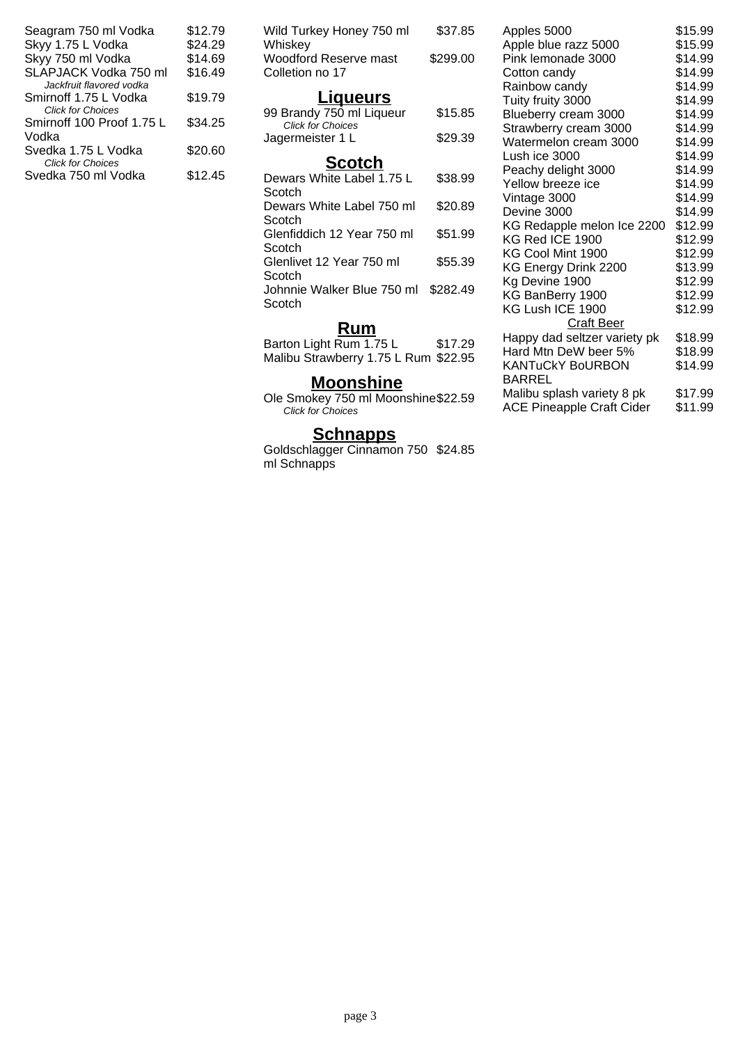| | |
|---|---|
| Seagram 750 ml Vodka | $12.79 |
| Skyy 1.75 L Vodka | $24.29 |
| Skyy 750 ml Vodka | $14.69 |
| SLAPJACK Vodka 750 ml *Jackfruit flavored vodka* | $16.49 |
| Smirnoff 1.75 L Vodka *Click for Choices* | $19.79 |
| Smirnoff 100 Proof 1.75 L Vodka | $34.25 |
| Svedka 1.75 L Vodka *Click for Choices* | $20.60 |
| Svedka 750 ml Vodka | $12.45 |
| Wild Turkey Honey 750 ml Whiskey | $37.85 |
| Woodford Reserve mast Colletion no 17 | $299.00 |

## Liqueurs

| | |
|---|---|
| 99 Brandy 750 ml Liqueur *Click for Choices* | $15.85 |
| Jagermeister 1 L | $29.39 |

## Scotch

| | |
|---|---|
| Dewars White Label 1.75 L Scotch | $38.99 |
| Dewars White Label 750 ml Scotch | $20.89 |
| Glenfiddich 12 Year 750 ml Scotch | $51.99 |
| Glenlivet 12 Year 750 ml Scotch | $55.39 |
| Johnnie Walker Blue 750 ml Scotch | $282.49 |

## Rum

| | |
|---|---|
| Barton Light Rum 1.75 L | $17.29 |
| Malibu Strawberry 1.75 L Rum | $22.95 |

## Moonshine

| | |
|---|---|
| Ole Smokey 750 ml Moonshine *Click for Choices* | $22.59 |

## Schnapps

| | |
|---|---|
| Goldschlagger Cinnamon 750 ml Schnapps | $24.85 |

| | |
|---|---|
| Apples 5000 | $15.99 |
| Apple blue razz 5000 | $15.99 |
| Pink lemonade 3000 | $14.99 |
| Cotton candy | $14.99 |
| Rainbow candy | $14.99 |
| Tuity fruity 3000 | $14.99 |
| Blueberry cream 3000 | $14.99 |
| Strawberry cream 3000 | $14.99 |
| Watermelon cream 3000 | $14.99 |
| Lush ice 3000 | $14.99 |
| Peachy delight 3000 | $14.99 |
| Yellow breeze ice | $14.99 |
| Vintage 3000 | $14.99 |
| Devine 3000 | $14.99 |
| KG Redapple melon Ice 2200 | $12.99 |
| KG Red ICE 1900 | $12.99 |
| KG Cool Mint 1900 | $12.99 |
| KG Energy Drink 2200 | $13.99 |
| Kg Devine 1900 | $12.99 |
| KG BanBerry 1900 | $12.99 |
| KG Lush ICE 1900 | $12.99 |

Craft Beer

| | |
|---|---|
| Happy dad seltzer variety pk | $18.99 |
| Hard Mtn DeW beer 5% | $18.99 |
| KANTuCkY BoURBON BARREL | $14.99 |
| Malibu splash variety 8 pk | $17.99 |
| ACE Pineapple Craft Cider | $11.99 |